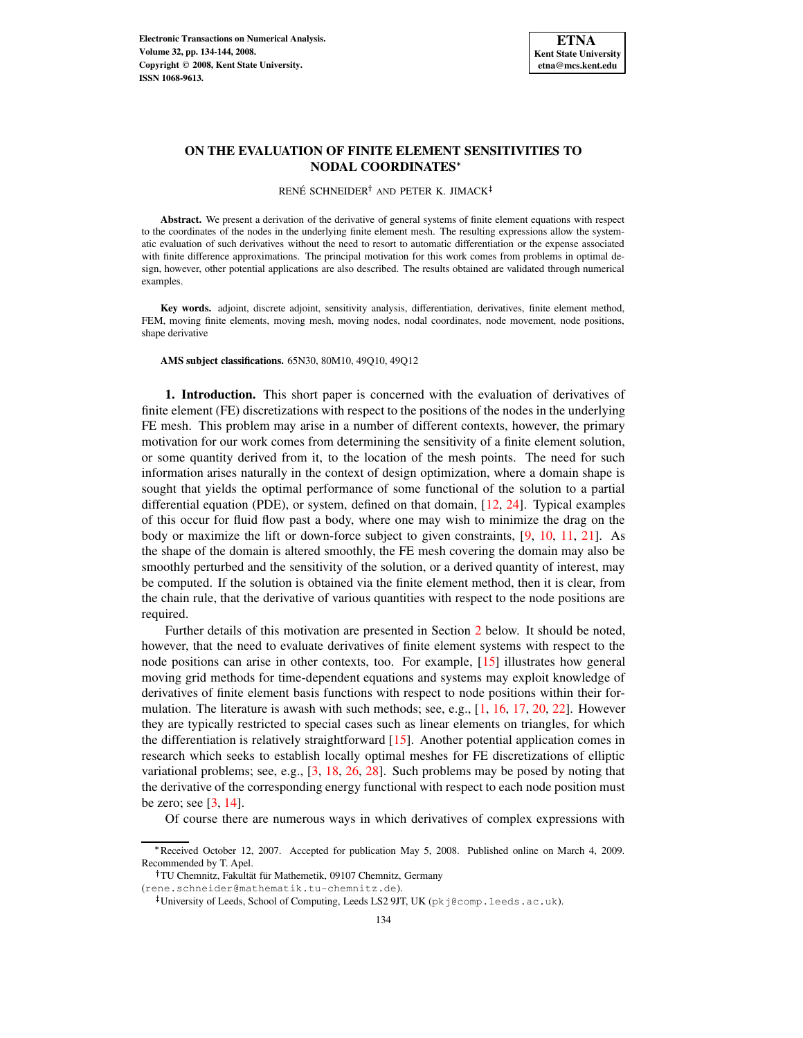# ON THE EVALUATION OF FINITE ELEMENT SENSITIVITIES TO NODAL COORDINATES*

RENÉ SCHNEIDER† AND PETER K. JIMACK‡

**Abstract.** We present a derivation of the derivative of general systems of finite element equations with respect to the coordinates of the nodes in the underlying finite element mesh. The resulting expressions allow the systematic evaluation of such derivatives without the need to resort to automatic differentiation or the expense associated with finite difference approximations. The principal motivation for this work comes from problems in optimal design, however, other potential applications are also described. The results obtained are validated through numerical examples.

**Key words.** adjoint, discrete adjoint, sensitivity analysis, differentiation, derivatives, finite element method, FEM, moving finite elements, moving mesh, moving nodes, nodal coordinates, node movement, node positions, shape derivative

**AMS subject classifications.** 65N30, 80M10, 49Q10, 49Q12

## 1. Introduction.

This short paper is concerned with the evaluation of derivatives of finite element (FE) discretizations with respect to the positions of the nodes in the underlying FE mesh. This problem may arise in a number of different contexts, however, the primary motivation for our work comes from determining the sensitivity of a finite element solution, or some quantity derived from it, to the location of the mesh points. The need for such information arises naturally in the context of design optimization, where a domain shape is sought that yields the optimal performance of some functional of the solution to a partial differential equation (PDE), or system, defined on that domain, [12, 24]. Typical examples of this occur for fluid flow past a body, where one may wish to minimize the drag on the body or maximize the lift or down-force subject to given constraints, [9, 10, 11, 21]. As the shape of the domain is altered smoothly, the FE mesh covering the domain may also be smoothly perturbed and the sensitivity of the solution, or a derived quantity of interest, may be computed. If the solution is obtained via the finite element method, then it is clear, from the chain rule, that the derivative of various quantities with respect to the node positions are required.

Further details of this motivation are presented in Section 2 below. It should be noted, however, that the need to evaluate derivatives of finite element systems with respect to the node positions can arise in other contexts, too. For example, [15] illustrates how general moving grid methods for time-dependent equations and systems may exploit knowledge of derivatives of finite element basis functions with respect to node positions within their formulation. The literature is awash with such methods; see, e.g., [1, 16, 17, 20, 22]. However they are typically restricted to special cases such as linear elements on triangles, for which the differentiation is relatively straightforward [15]. Another potential application comes in research which seeks to establish locally optimal meshes for FE discretizations of elliptic variational problems; see, e.g., [3, 18, 26, 28]. Such problems may be posed by noting that the derivative of the corresponding energy functional with respect to each node position must be zero; see [3, 14].

Of course there are numerous ways in which derivatives of complex expressions with

---

*Received October 12, 2007. Accepted for publication May 5, 2008. Published online on March 4, 2009. Recommended by T. Apel.

†TU Chemnitz, Fakultät für Mathemetik, 09107 Chemnitz, Germany (rene.schneider@mathematik.tu-chemnitz.de).

‡University of Leeds, School of Computing, Leeds LS2 9JT, UK (pkj@comp.leeds.ac.uk).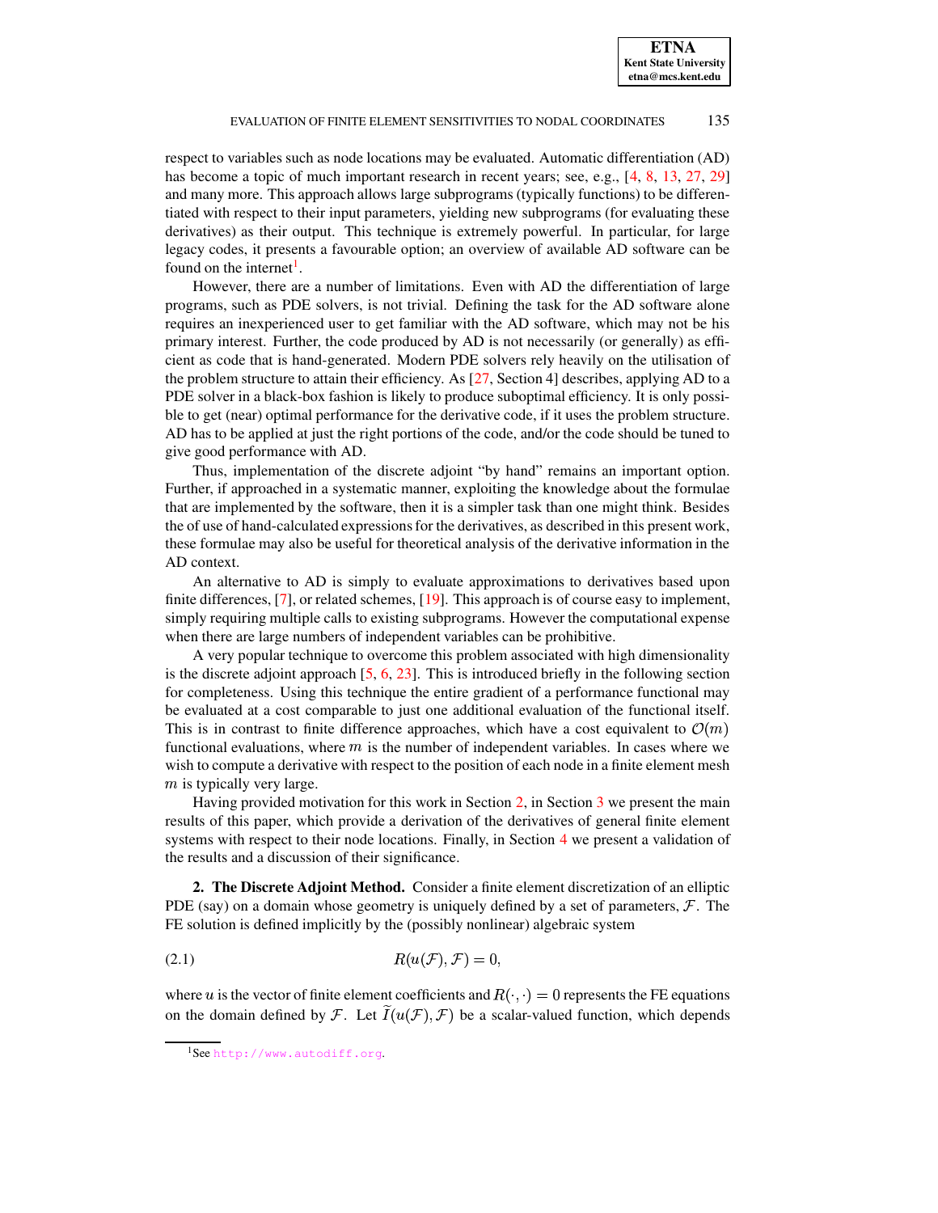respect to variables such as node locations may be evaluated. Automatic differentiation (AD) has become a topic of much important research in recent years; see, e.g., [4, 8, 13, 27, 29] and many more. This approach allows large subprograms (typically functions) to be differentiated with respect to their input parameters, yielding new subprograms (for evaluating these derivatives) as their output. This technique is extremely powerful. In particular, for large legacy codes, it presents a favourable option; an overview of available AD software can be found on the internet[1].

However, there are a number of limitations. Even with AD the differentiation of large programs, such as PDE solvers, is not trivial. Defining the task for the AD software alone requires an inexperienced user to get familiar with the AD software, which may not be his primary interest. Further, the code produced by AD is not necessarily (or generally) as efficient as code that is hand-generated. Modern PDE solvers rely heavily on the utilisation of the problem structure to attain their efficiency. As [27, Section 4] describes, applying AD to a PDE solver in a black-box fashion is likely to produce suboptimal efficiency. It is only possible to get (near) optimal performance for the derivative code, if it uses the problem structure. AD has to be applied at just the right portions of the code, and/or the code should be tuned to give good performance with AD.

Thus, implementation of the discrete adjoint "by hand" remains an important option. Further, if approached in a systematic manner, exploiting the knowledge about the formulae that are implemented by the software, then it is a simpler task than one might think. Besides the of use of hand-calculated expressions for the derivatives, as described in this present work, these formulae may also be useful for theoretical analysis of the derivative information in the AD context.

An alternative to AD is simply to evaluate approximations to derivatives based upon finite differences, [7], or related schemes, [19]. This approach is of course easy to implement, simply requiring multiple calls to existing subprograms. However the computational expense when there are large numbers of independent variables can be prohibitive.

A very popular technique to overcome this problem associated with high dimensionality is the discrete adjoint approach [5, 6, 23]. This is introduced briefly in the following section for completeness. Using this technique the entire gradient of a performance functional may be evaluated at a cost comparable to just one additional evaluation of the functional itself. This is in contrast to finite difference approaches, which have a cost equivalent to $\mathcal{O}(m)$ functional evaluations, where $m$ is the number of independent variables. In cases where we wish to compute a derivative with respect to the position of each node in a finite element mesh $m$ is typically very large.

Having provided motivation for this work in Section 2, in Section 3 we present the main results of this paper, which provide a derivation of the derivatives of general finite element systems with respect to their node locations. Finally, in Section 4 we present a validation of the results and a discussion of their significance.

## 2. The Discrete Adjoint Method.

Consider a finite element discretization of an elliptic PDE (say) on a domain whose geometry is uniquely defined by a set of parameters, $\mathcal{F}$. The FE solution is defined implicitly by the (possibly nonlinear) algebraic system

$$R(u(\mathcal{F}), \mathcal{F}) = 0, \tag{2.1}$$

where $u$ is the vector of finite element coefficients and $R(\cdot, \cdot) = 0$ represents the FE equations on the domain defined by $\mathcal{F}$. Let $\widetilde{I}(u(\mathcal{F}), \mathcal{F})$ be a scalar-valued function, which depends

[1] See http://www.autodiff.org.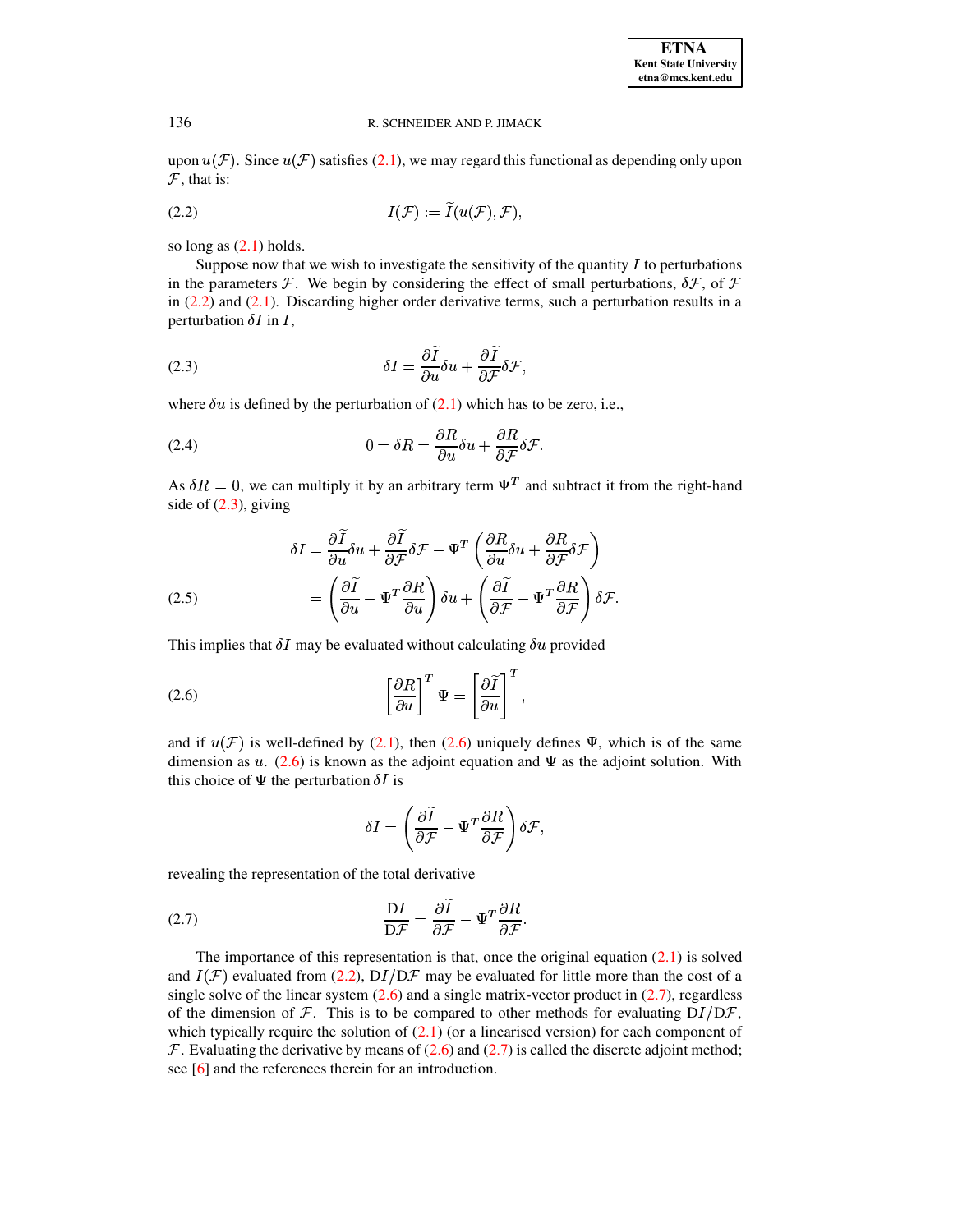upon $u(\mathcal{F})$. Since $u(\mathcal{F})$ satisfies (2.1), we may regard this functional as depending only upon $\mathcal{F}$, that is:

$$I(\mathcal{F}) := \widetilde{I}(u(\mathcal{F}), \mathcal{F}), \tag{2.2}$$

so long as (2.1) holds.

Suppose now that we wish to investigate the sensitivity of the quantity $I$ to perturbations in the parameters $\mathcal{F}$. We begin by considering the effect of small perturbations, $\delta\mathcal{F}$, of $\mathcal{F}$ in (2.2) and (2.1). Discarding higher order derivative terms, such a perturbation results in a perturbation $\delta I$ in $I$,

$$\delta I = \frac{\partial \widetilde{I}}{\partial u}\delta u + \frac{\partial \widetilde{I}}{\partial \mathcal{F}}\delta \mathcal{F}, \tag{2.3}$$

where $\delta u$ is defined by the perturbation of (2.1) which has to be zero, i.e.,

$$0 = \delta R = \frac{\partial R}{\partial u}\delta u + \frac{\partial R}{\partial \mathcal{F}}\delta \mathcal{F}. \tag{2.4}$$

As $\delta R = 0$, we can multiply it by an arbitrary term $\Psi^T$ and subtract it from the right-hand side of (2.3), giving

$$\begin{aligned} \delta I &= \frac{\partial \widetilde{I}}{\partial u}\delta u + \frac{\partial \widetilde{I}}{\partial \mathcal{F}}\delta \mathcal{F} - \Psi^T \left( \frac{\partial R}{\partial u}\delta u + \frac{\partial R}{\partial \mathcal{F}}\delta \mathcal{F} \right) \\ &= \left( \frac{\partial \widetilde{I}}{\partial u} - \Psi^T \frac{\partial R}{\partial u} \right) \delta u + \left( \frac{\partial \widetilde{I}}{\partial \mathcal{F}} - \Psi^T \frac{\partial R}{\partial \mathcal{F}} \right) \delta \mathcal{F}. \end{aligned} \tag{2.5}$$

This implies that $\delta I$ may be evaluated without calculating $\delta u$ provided

$$\left[ \frac{\partial R}{\partial u} \right]^T \Psi = \left[ \frac{\partial \widetilde{I}}{\partial u} \right]^T, \tag{2.6}$$

and if $u(\mathcal{F})$ is well-defined by (2.1), then (2.6) uniquely defines $\Psi$, which is of the same dimension as $u$. (2.6) is known as the adjoint equation and $\Psi$ as the adjoint solution. With this choice of $\Psi$ the perturbation $\delta I$ is

$$\delta I = \left( \frac{\partial \widetilde{I}}{\partial \mathcal{F}} - \Psi^T \frac{\partial R}{\partial \mathcal{F}} \right) \delta \mathcal{F},$$

revealing the representation of the total derivative

$$\frac{\mathrm{D}I}{\mathrm{D}\mathcal{F}} = \frac{\partial \widetilde{I}}{\partial \mathcal{F}} - \Psi^T \frac{\partial R}{\partial \mathcal{F}}. \tag{2.7}$$

The importance of this representation is that, once the original equation (2.1) is solved and $I(\mathcal{F})$ evaluated from (2.2), $\mathrm{D}I/\mathrm{D}\mathcal{F}$ may be evaluated for little more than the cost of a single solve of the linear system (2.6) and a single matrix-vector product in (2.7), regardless of the dimension of $\mathcal{F}$. This is to be compared to other methods for evaluating $\mathrm{D}I/\mathrm{D}\mathcal{F}$, which typically require the solution of (2.1) (or a linearised version) for each component of $\mathcal{F}$. Evaluating the derivative by means of (2.6) and (2.7) is called the discrete adjoint method; see [6] and the references therein for an introduction.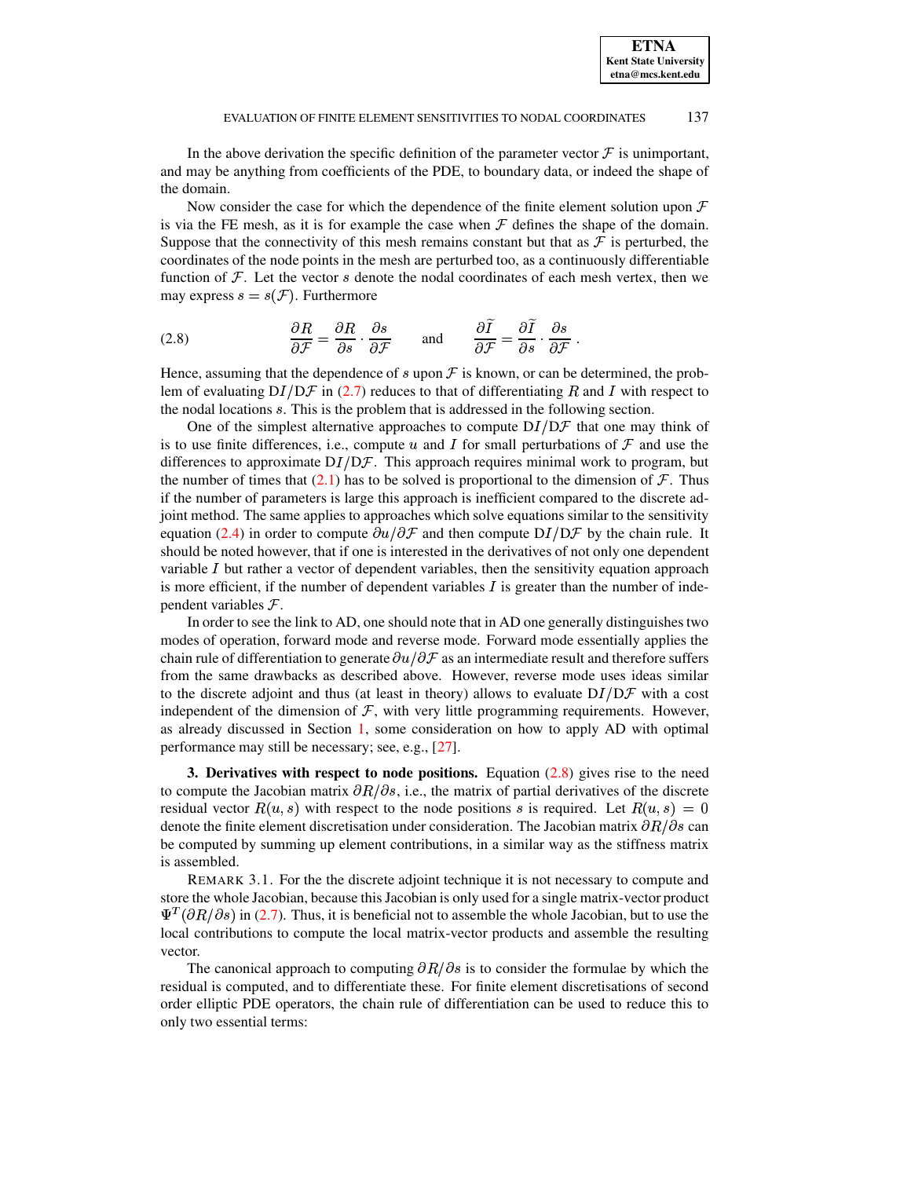In the above derivation the specific definition of the parameter vector $\mathcal{F}$ is unimportant, and may be anything from coefficients of the PDE, to boundary data, or indeed the shape of the domain.

Now consider the case for which the dependence of the finite element solution upon $\mathcal{F}$ is via the FE mesh, as it is for example the case when $\mathcal{F}$ defines the shape of the domain. Suppose that the connectivity of this mesh remains constant but that as $\mathcal{F}$ is perturbed, the coordinates of the node points in the mesh are perturbed too, as a continuously differentiable function of $\mathcal{F}$. Let the vector $s$ denote the nodal coordinates of each mesh vertex, then we may express $s = s(\mathcal{F})$. Furthermore

$$\frac{\partial R}{\partial \mathcal{F}} = \frac{\partial R}{\partial s} \cdot \frac{\partial s}{\partial \mathcal{F}} \qquad \text{and} \qquad \frac{\partial \widetilde{I}}{\partial \mathcal{F}} = \frac{\partial \widetilde{I}}{\partial s} \cdot \frac{\partial s}{\partial \mathcal{F}}\,. \tag{2.8}$$

Hence, assuming that the dependence of $s$ upon $\mathcal{F}$ is known, or can be determined, the problem of evaluating $\mathrm{D}I/\mathrm{D}\mathcal{F}$ in (2.7) reduces to that of differentiating $R$ and $I$ with respect to the nodal locations $s$. This is the problem that is addressed in the following section.

One of the simplest alternative approaches to compute $\mathrm{D}I/\mathrm{D}\mathcal{F}$ that one may think of is to use finite differences, i.e., compute $u$ and $I$ for small perturbations of $\mathcal{F}$ and use the differences to approximate $\mathrm{D}I/\mathrm{D}\mathcal{F}$. This approach requires minimal work to program, but the number of times that (2.1) has to be solved is proportional to the dimension of $\mathcal{F}$. Thus if the number of parameters is large this approach is inefficient compared to the discrete adjoint method. The same applies to approaches which solve equations similar to the sensitivity equation (2.4) in order to compute $\partial u/\partial \mathcal{F}$ and then compute $\mathrm{D}I/\mathrm{D}\mathcal{F}$ by the chain rule. It should be noted however, that if one is interested in the derivatives of not only one dependent variable $I$ but rather a vector of dependent variables, then the sensitivity equation approach is more efficient, if the number of dependent variables $I$ is greater than the number of independent variables $\mathcal{F}$.

In order to see the link to AD, one should note that in AD one generally distinguishes two modes of operation, forward mode and reverse mode. Forward mode essentially applies the chain rule of differentiation to generate $\partial u/\partial \mathcal{F}$ as an intermediate result and therefore suffers from the same drawbacks as described above. However, reverse mode uses ideas similar to the discrete adjoint and thus (at least in theory) allows to evaluate $\mathrm{D}I/\mathrm{D}\mathcal{F}$ with a cost independent of the dimension of $\mathcal{F}$, with very little programming requirements. However, as already discussed in Section 1, some consideration on how to apply AD with optimal performance may still be necessary; see, e.g., [27].

**3. Derivatives with respect to node positions.** Equation (2.8) gives rise to the need to compute the Jacobian matrix $\partial R/\partial s$, i.e., the matrix of partial derivatives of the discrete residual vector $R(u, s)$ with respect to the node positions $s$ is required. Let $R(u, s) = 0$ denote the finite element discretisation under consideration. The Jacobian matrix $\partial R/\partial s$ can be computed by summing up element contributions, in a similar way as the stiffness matrix is assembled.

REMARK 3.1. For the the discrete adjoint technique it is not necessary to compute and store the whole Jacobian, because this Jacobian is only used for a single matrix-vector product $\Psi^T(\partial R/\partial s)$ in (2.7). Thus, it is beneficial not to assemble the whole Jacobian, but to use the local contributions to compute the local matrix-vector products and assemble the resulting vector.

The canonical approach to computing $\partial R/\partial s$ is to consider the formulae by which the residual is computed, and to differentiate these. For finite element discretisations of second order elliptic PDE operators, the chain rule of differentiation can be used to reduce this to only two essential terms: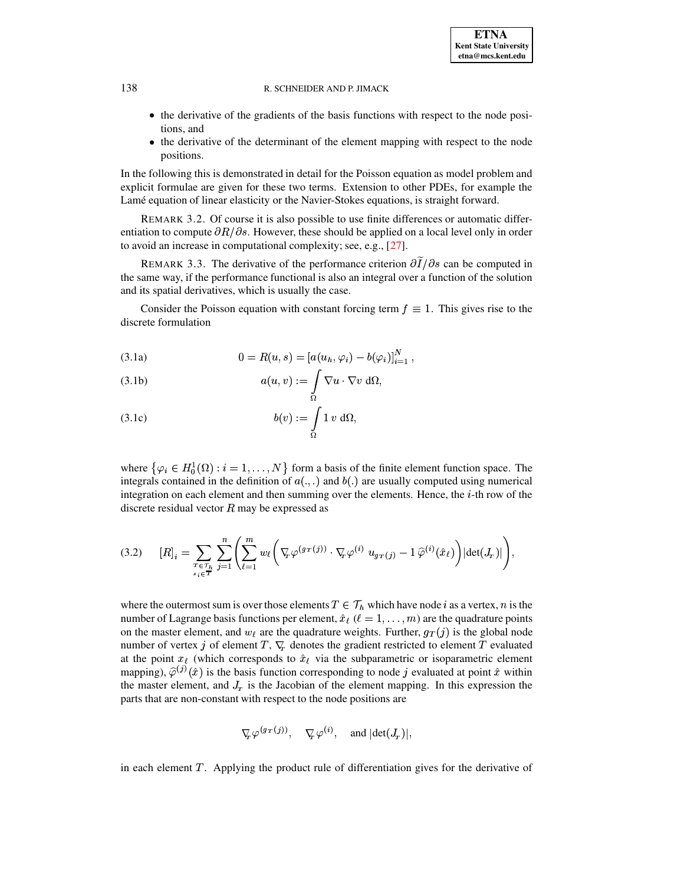- the derivative of the gradients of the basis functions with respect to the node positions, and
- the derivative of the determinant of the element mapping with respect to the node positions.

In the following this is demonstrated in detail for the Poisson equation as model problem and explicit formulae are given for these two terms. Extension to other PDEs, for example the Lamé equation of linear elasticity or the Navier-Stokes equations, is straight forward.

REMARK 3.2. Of course it is also possible to use finite differences or automatic differentiation to compute $\partial R/\partial s$. However, these should be applied on a local level only in order to avoid an increase in computational complexity; see, e.g., [27].

REMARK 3.3. The derivative of the performance criterion $\partial \widetilde{I}/\partial s$ can be computed in the same way, if the performance functional is also an integral over a function of the solution and its spatial derivatives, which is usually the case.

Consider the Poisson equation with constant forcing term $f \equiv 1$. This gives rise to the discrete formulation

$$0 = R(u,s) = \left[a(u_h, \varphi_i) - b(\varphi_i)\right]_{i=1}^{N}, \tag{3.1a}$$

$$a(u,v) := \int\limits_{\Omega} \nabla u \cdot \nabla v \; \mathrm{d}\Omega, \tag{3.1b}$$

$$b(v) := \int\limits_{\Omega} 1 \; v \; \mathrm{d}\Omega, \tag{3.1c}$$

where $\left\{\varphi_i \in H_0^1(\Omega) : i = 1, \ldots, N\right\}$ form a basis of the finite element function space. The integrals contained in the definition of $a(.,.)$ and $b(.)$ are usually computed using numerical integration on each element and then summing over the elements. Hence, the $i$-th row of the discrete residual vector $R$ may be expressed as

$$[R]_i = \sum_{\substack{T \in \mathcal{T}_h \\ s_i \in T}} \sum_{j=1}^{n} \left( \sum_{\ell=1}^{m} w_\ell \left( \nabla_{T} \varphi^{(g_T(j))} \cdot \nabla_{T} \varphi^{(i)} \; u_{g_T(j)} - 1 \, \widehat{\varphi}^{(i)}(\hat{x}_\ell) \right) \left|\det(J_T)\right| \right), \tag{3.2}$$

where the outermost sum is over those elements $T \in \mathcal{T}_h$ which have node $i$ as a vertex, $n$ is the number of Lagrange basis functions per element, $\hat{x}_\ell$ ($\ell = 1, \ldots, m$) are the quadrature points on the master element, and $w_\ell$ are the quadrature weights. Further, $g_T(j)$ is the global node number of vertex $j$ of element $T$, $\nabla_T$ denotes the gradient restricted to element $T$ evaluated at the point $x_\ell$ (which corresponds to $\hat{x}_\ell$ via the subparametric or isoparametric element mapping), $\widehat{\varphi}^{(j)}(\hat{x})$ is the basis function corresponding to node $j$ evaluated at point $\hat{x}$ within the master element, and $J_T$ is the Jacobian of the element mapping. In this expression the parts that are non-constant with respect to the node positions are

$$\nabla_T \varphi^{(g_T(j))}, \quad \nabla_T \varphi^{(i)}, \quad \text{and } \left|\det(J_T)\right|,$$

in each element $T$. Applying the product rule of differentiation gives for the derivative of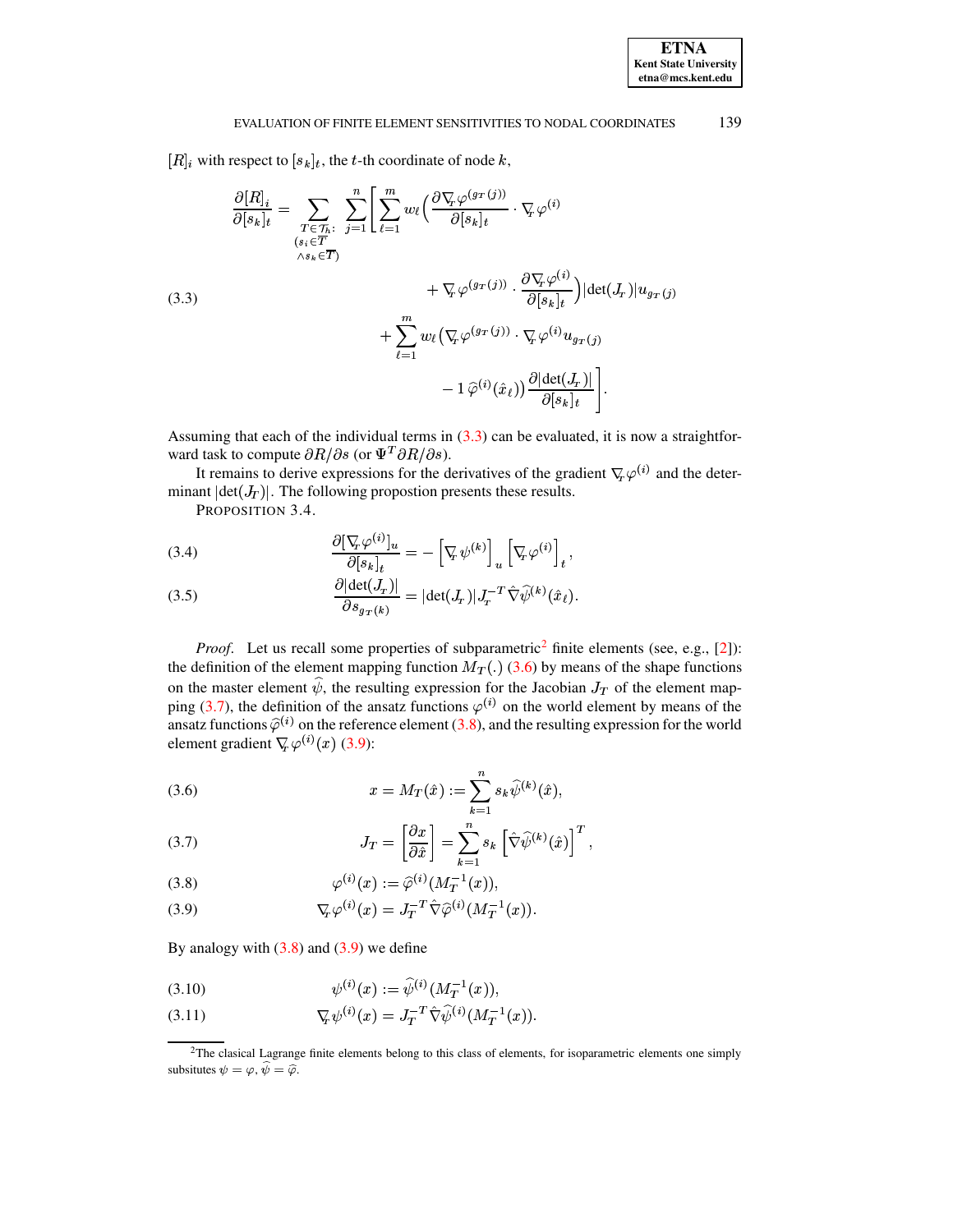$[R]_i$ with respect to $[s_k]_t$, the $t$-th coordinate of node $k$,

$$
\begin{aligned}
\frac{\partial [R]_i}{\partial [s_k]_t} = \sum_{\substack{T\in\mathcal{T}_h:\\ (s_i\in\overline{T}\\ \wedge s_k\in\overline{T})}} \sum_{j=1}^{n} \Bigg[ \sum_{\ell=1}^{m} w_\ell \Big( \frac{\partial \nabla_T \varphi^{(g_T(j))}}{\partial [s_k]_t} \cdot \nabla_T \varphi^{(i)} \\
+ \nabla_T \varphi^{(g_T(j))} \cdot \frac{\partial \nabla_T \varphi^{(i)}}{\partial [s_k]_t} \Big) |\det(J_T)| u_{g_T(j)} \\
+ \sum_{\ell=1}^{m} w_\ell \big( \nabla_T \varphi^{(g_T(j))} \cdot \nabla_T \varphi^{(i)} u_{g_T(j)} \\
- 1\, \widehat{\varphi}^{(i)}(\hat{x}_\ell) \big) \frac{\partial |\det(J_T)|}{\partial [s_k]_t} \Bigg].
\end{aligned}
\tag{3.3}
$$

Assuming that each of the individual terms in (3.3) can be evaluated, it is now a straightforward task to compute $\partial R/\partial s$ (or $\Psi^T \partial R/\partial s$).

It remains to derive expressions for the derivatives of the gradient $\nabla_T \varphi^{(i)}$ and the determinant $|\det(J_T)|$. The following propostion presents these results.

PROPOSITION 3.4.

$$
\frac{\partial [\nabla_T \varphi^{(i)}]_u}{\partial [s_k]_t} = - \left[\nabla_T \psi^{(k)}\right]_u \left[\nabla_T \varphi^{(i)}\right]_t, \tag{3.4}
$$

$$
\frac{\partial |\det(J_T)|}{\partial s_{g_T(k)}} = |\det(J_T)| J_T^{-T} \hat{\nabla} \widehat{\psi}^{(k)}(\hat{x}_\ell). \tag{3.5}
$$

*Proof*. Let us recall some properties of subparametric[2] finite elements (see, e.g., [2]): the definition of the element mapping function $M_T(.)$ (3.6) by means of the shape functions on the master element $\widehat{\psi}$, the resulting expression for the Jacobian $J_T$ of the element mapping (3.7), the definition of the ansatz functions $\varphi^{(i)}$ on the world element by means of the ansatz functions $\widehat{\varphi}^{(i)}$ on the reference element (3.8), and the resulting expression for the world element gradient $\nabla_T \varphi^{(i)}(x)$ (3.9):

$$
x = M_T(\hat{x}) := \sum_{k=1}^{n} s_k \widehat{\psi}^{(k)}(\hat{x}), \tag{3.6}
$$

$$
J_T = \left[\frac{\partial x}{\partial \hat{x}}\right] = \sum_{k=1}^{n} s_k \left[\hat{\nabla} \widehat{\psi}^{(k)}(\hat{x})\right]^T, \tag{3.7}
$$

$$
\varphi^{(i)}(x) := \widehat{\varphi}^{(i)}(M_T^{-1}(x)), \tag{3.8}
$$

$$
\nabla_T \varphi^{(i)}(x) = J_T^{-T} \hat{\nabla} \widehat{\varphi}^{(i)}(M_T^{-1}(x)). \tag{3.9}
$$

By analogy with (3.8) and (3.9) we define

$$
\psi^{(i)}(x) := \widehat{\psi}^{(i)}(M_T^{-1}(x)), \tag{3.10}
$$

$$
\nabla_T \psi^{(i)}(x) = J_T^{-T} \hat{\nabla} \widehat{\psi}^{(i)}(M_T^{-1}(x)). \tag{3.11}
$$

---

[2] The clasical Lagrange finite elements belong to this class of elements, for isoparametric elements one simply subsitutes $\psi = \varphi$, $\widehat{\psi} = \widehat{\varphi}$.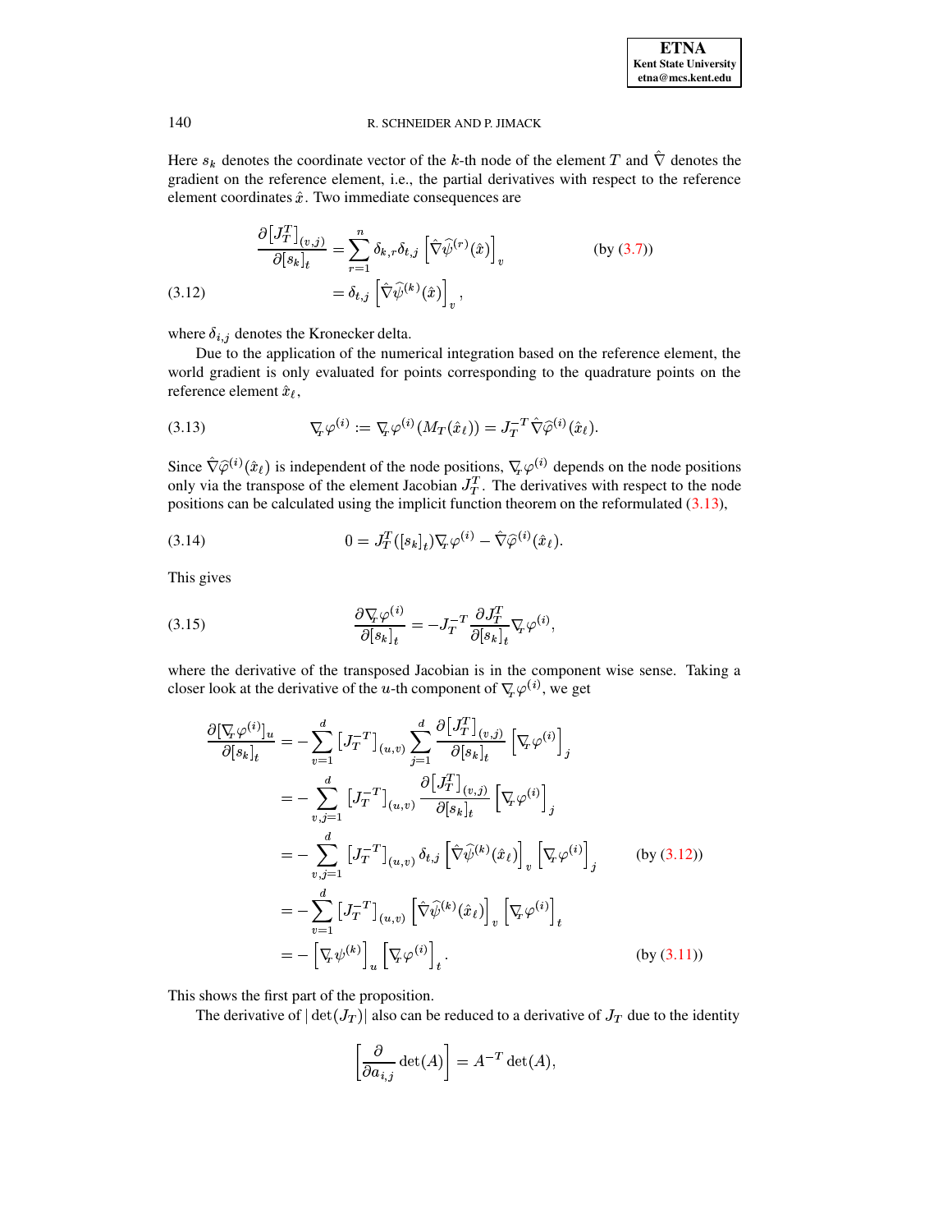Here $s_k$ denotes the coordinate vector of the $k$-th node of the element $T$ and $\hat{\nabla}$ denotes the gradient on the reference element, i.e., the partial derivatives with respect to the reference element coordinates $\hat{x}$. Two immediate consequences are

$$
\begin{aligned}
\frac{\partial \left[J_T^T\right]_{(v,j)}}{\partial [s_k]_t} &= \sum_{r=1}^{n} \delta_{k,r}\delta_{t,j} \left[\hat{\nabla}\widehat{\psi}^{(r)}(\hat{x})\right]_v && \text{(by (3.7))} \\
&= \delta_{t,j} \left[\hat{\nabla}\widehat{\psi}^{(k)}(\hat{x})\right]_v , && \text{(3.12)}
\end{aligned}
$$

where $\delta_{i,j}$ denotes the Kronecker delta.

Due to the application of the numerical integration based on the reference element, the world gradient is only evaluated for points corresponding to the quadrature points on the reference element $\hat{x}_\ell$,

$$
\nabla_{\!T} \varphi^{(i)} := \nabla_{\!T} \varphi^{(i)}(M_T(\hat{x}_\ell)) = J_T^{-T} \hat{\nabla}\widehat{\varphi}^{(i)}(\hat{x}_\ell). \tag{3.13}
$$

Since $\hat{\nabla}\widehat{\varphi}^{(i)}(\hat{x}_\ell)$ is independent of the node positions, $\nabla_{\!T} \varphi^{(i)}$ depends on the node positions only via the transpose of the element Jacobian $J_T^T$. The derivatives with respect to the node positions can be calculated using the implicit function theorem on the reformulated (3.13),

$$
0 = J_T^T([s_k]_t)\nabla_{\!T} \varphi^{(i)} - \hat{\nabla}\widehat{\varphi}^{(i)}(\hat{x}_\ell). \tag{3.14}
$$

This gives

$$
\frac{\partial \nabla_{\!T} \varphi^{(i)}}{\partial [s_k]_t} = -J_T^{-T} \frac{\partial J_T^T}{\partial [s_k]_t} \nabla_{\!T} \varphi^{(i)}, \tag{3.15}
$$

where the derivative of the transposed Jacobian is in the component wise sense. Taking a closer look at the derivative of the $u$-th component of $\nabla_{\!T} \varphi^{(i)}$, we get

$$
\begin{aligned}
\frac{\partial [\nabla_{\!T} \varphi^{(i)}]_u}{\partial [s_k]_t} &= -\sum_{v=1}^{d} \left[J_T^{-T}\right]_{(u,v)} \sum_{j=1}^{d} \frac{\partial \left[J_T^T\right]_{(v,j)}}{\partial [s_k]_t} \left[\nabla_{\!T} \varphi^{(i)}\right]_j \\
&= -\sum_{v,j=1}^{d} \left[J_T^{-T}\right]_{(u,v)} \frac{\partial \left[J_T^T\right]_{(v,j)}}{\partial [s_k]_t} \left[\nabla_{\!T} \varphi^{(i)}\right]_j \\
&= -\sum_{v,j=1}^{d} \left[J_T^{-T}\right]_{(u,v)} \delta_{t,j} \left[\hat{\nabla}\widehat{\psi}^{(k)}(\hat{x}_\ell)\right]_v \left[\nabla_{\!T} \varphi^{(i)}\right]_j && \text{(by (3.12))} \\
&= -\sum_{v=1}^{d} \left[J_T^{-T}\right]_{(u,v)} \left[\hat{\nabla}\widehat{\psi}^{(k)}(\hat{x}_\ell)\right]_v \left[\nabla_{\!T} \varphi^{(i)}\right]_t \\
&= -\left[\nabla_{\!T} \psi^{(k)}\right]_u \left[\nabla_{\!T} \varphi^{(i)}\right]_t . && \text{(by (3.11))}
\end{aligned}
$$

This shows the first part of the proposition.

The derivative of $|\det(J_T)|$ also can be reduced to a derivative of $J_T$ due to the identity

$$
\left[\frac{\partial}{\partial a_{i,j}} \det(A)\right] = A^{-T} \det(A),
$$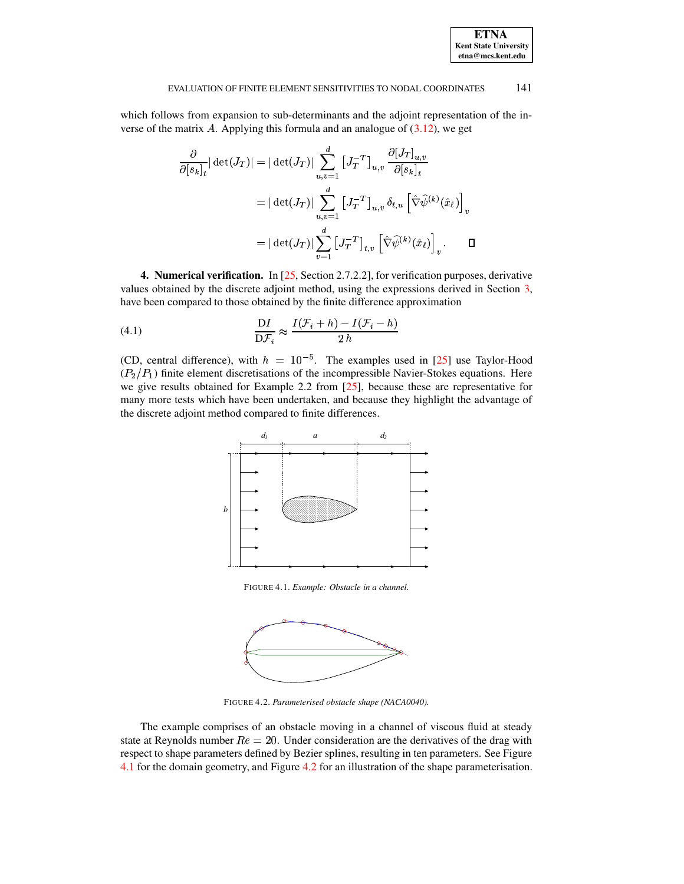which follows from expansion to sub-determinants and the adjoint representation of the inverse of the matrix $A$. Applying this formula and an analogue of (3.12), we get

$$\frac{\partial}{\partial [s_k]_t} |\det(J_T)| = |\det(J_T)| \sum_{u,v=1}^{d} \left[J_T^{-T}\right]_{u,v} \frac{\partial [J_T]_{u,v}}{\partial [s_k]_t}$$

$$= |\det(J_T)| \sum_{u,v=1}^{d} \left[J_T^{-T}\right]_{u,v} \delta_{t,u} \left[\hat{\nabla}\widehat{\psi}^{(k)}(\hat{x}_\ell)\right]_v$$

$$= |\det(J_T)| \sum_{v=1}^{d} \left[J_T^{-T}\right]_{t,v} \left[\hat{\nabla}\widehat{\psi}^{(k)}(\hat{x}_\ell)\right]_v . \qquad \square$$

**4. Numerical verification.** In [25, Section 2.7.2.2], for verification purposes, derivative values obtained by the discrete adjoint method, using the expressions derived in Section 3, have been compared to those obtained by the finite difference approximation

$$\frac{\mathrm{D}I}{\mathrm{D}\mathcal{F}_i} \approx \frac{I(\mathcal{F}_i + h) - I(\mathcal{F}_i - h)}{2\,h} \tag{4.1}$$

(CD, central difference), with $h = 10^{-5}$. The examples used in [25] use Taylor-Hood ($P_2/P_1$) finite element discretisations of the incompressible Navier-Stokes equations. Here we give results obtained for Example 2.2 from [25], because these are representative for many more tests which have been undertaken, and because they highlight the advantage of the discrete adjoint method compared to finite differences.

FIGURE 4.1. *Example: Obstacle in a channel.*

FIGURE 4.2. *Parameterised obstacle shape (NACA0040).*

The example comprises of an obstacle moving in a channel of viscous fluid at steady state at Reynolds number $Re = 20$. Under consideration are the derivatives of the drag with respect to shape parameters defined by Bezier splines, resulting in ten parameters. See Figure 4.1 for the domain geometry, and Figure 4.2 for an illustration of the shape parameterisation.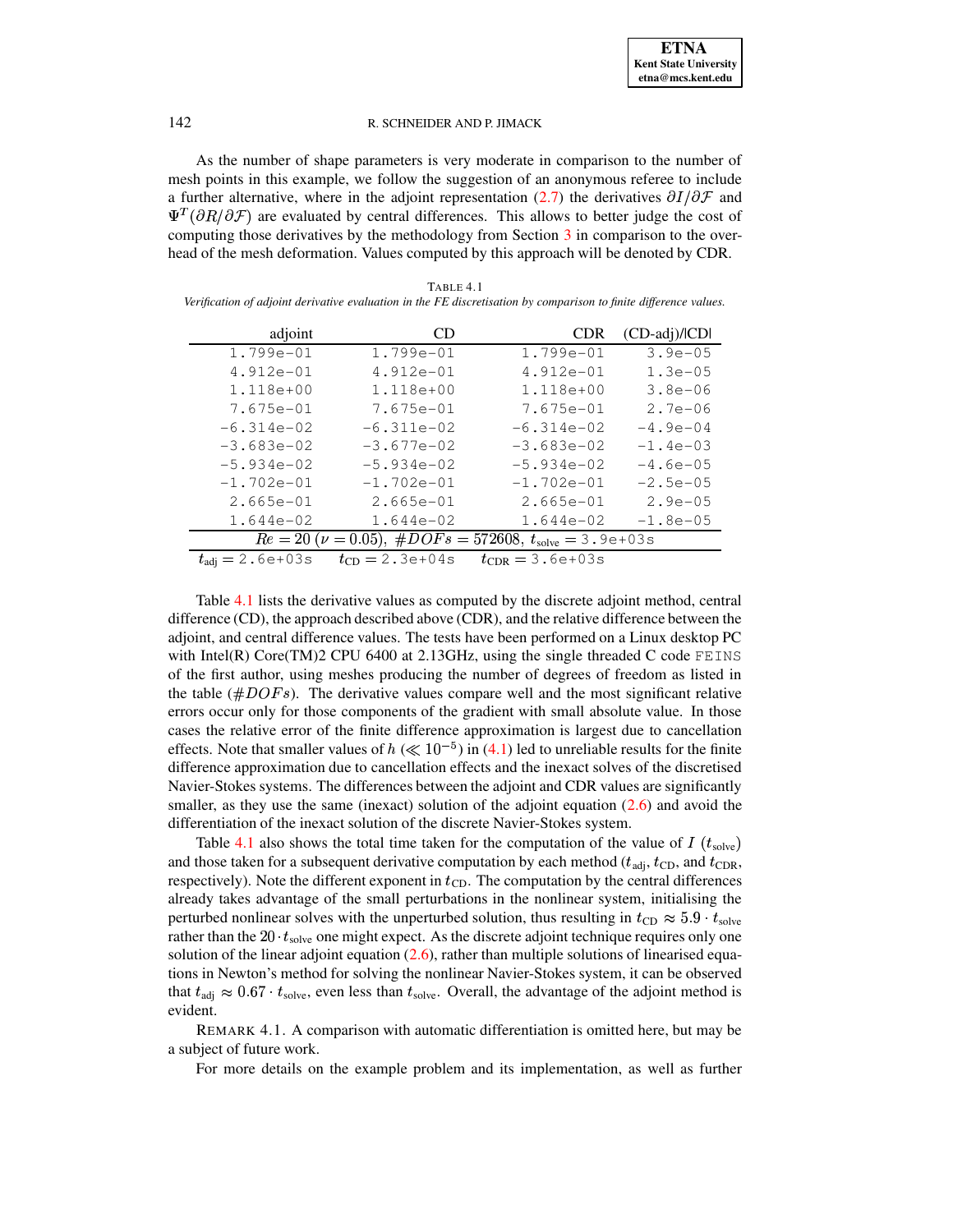As the number of shape parameters is very moderate in comparison to the number of mesh points in this example, we follow the suggestion of an anonymous referee to include a further alternative, where in the adjoint representation (2.7) the derivatives $\partial I/\partial \mathcal{F}$ and $\Psi^T(\partial R/\partial \mathcal{F})$ are evaluated by central differences. This allows to better judge the cost of computing those derivatives by the methodology from Section 3 in comparison to the overhead of the mesh deformation. Values computed by this approach will be denoted by CDR.

TABLE 4.1
*Verification of adjoint derivative evaluation in the FE discretisation by comparison to finite difference values.*

| adjoint | CD | CDR | (CD-adj)/\|CD\| |
|---|---|---|---|
| 1.799e-01 | 1.799e-01 | 1.799e-01 | 3.9e-05 |
| 4.912e-01 | 4.912e-01 | 4.912e-01 | 1.3e-05 |
| 1.118e+00 | 1.118e+00 | 1.118e+00 | 3.8e-06 |
| 7.675e-01 | 7.675e-01 | 7.675e-01 | 2.7e-06 |
| −6.314e-02 | −6.311e-02 | −6.314e-02 | −4.9e-04 |
| −3.683e-02 | −3.677e-02 | −3.683e-02 | −1.4e-03 |
| −5.934e-02 | −5.934e-02 | −5.934e-02 | −4.6e-05 |
| −1.702e-01 | −1.702e-01 | −1.702e-01 | −2.5e-05 |
| 2.665e-01 | 2.665e-01 | 2.665e-01 | 2.9e-05 |
| 1.644e-02 | 1.644e-02 | 1.644e-02 | −1.8e-05 |
| $Re = 20$ ($\nu = 0.05$), $\#DOFs = 572608$, $t_{\text{solve}} = 3.9\text{e+03s}$ | | | |
| $t_{\text{adj}} = 2.6\text{e+03s}$ | $t_{\text{CD}} = 2.3\text{e+04s}$ | $t_{\text{CDR}} = 3.6\text{e+03s}$ | |

Table 4.1 lists the derivative values as computed by the discrete adjoint method, central difference (CD), the approach described above (CDR), and the relative difference between the adjoint, and central difference values. The tests have been performed on a Linux desktop PC with Intel(R) Core(TM)2 CPU 6400 at 2.13GHz, using the single threaded C code FEINS of the first author, using meshes producing the number of degrees of freedom as listed in the table ($\#DOFs$). The derivative values compare well and the most significant relative errors occur only for those components of the gradient with small absolute value. In those cases the relative error of the finite difference approximation is largest due to cancellation effects. Note that smaller values of $h$ ($\ll 10^{-5}$) in (4.1) led to unreliable results for the finite difference approximation due to cancellation effects and the inexact solves of the discretised Navier-Stokes systems. The differences between the adjoint and CDR values are significantly smaller, as they use the same (inexact) solution of the adjoint equation (2.6) and avoid the differentiation of the inexact solution of the discrete Navier-Stokes system.

Table 4.1 also shows the total time taken for the computation of the value of $I$ ($t_{\text{solve}}$) and those taken for a subsequent derivative computation by each method ($t_{\text{adj}}$, $t_{\text{CD}}$, and $t_{\text{CDR}}$, respectively). Note the different exponent in $t_{\text{CD}}$. The computation by the central differences already takes advantage of the small perturbations in the nonlinear system, initialising the perturbed nonlinear solves with the unperturbed solution, thus resulting in $t_{\text{CD}} \approx 5.9 \cdot t_{\text{solve}}$ rather than the $20 \cdot t_{\text{solve}}$ one might expect. As the discrete adjoint technique requires only one solution of the linear adjoint equation (2.6), rather than multiple solutions of linearised equations in Newton's method for solving the nonlinear Navier-Stokes system, it can be observed that $t_{\text{adj}} \approx 0.67 \cdot t_{\text{solve}}$, even less than $t_{\text{solve}}$. Overall, the advantage of the adjoint method is evident.

REMARK 4.1. A comparison with automatic differentiation is omitted here, but may be a subject of future work.

For more details on the example problem and its implementation, as well as further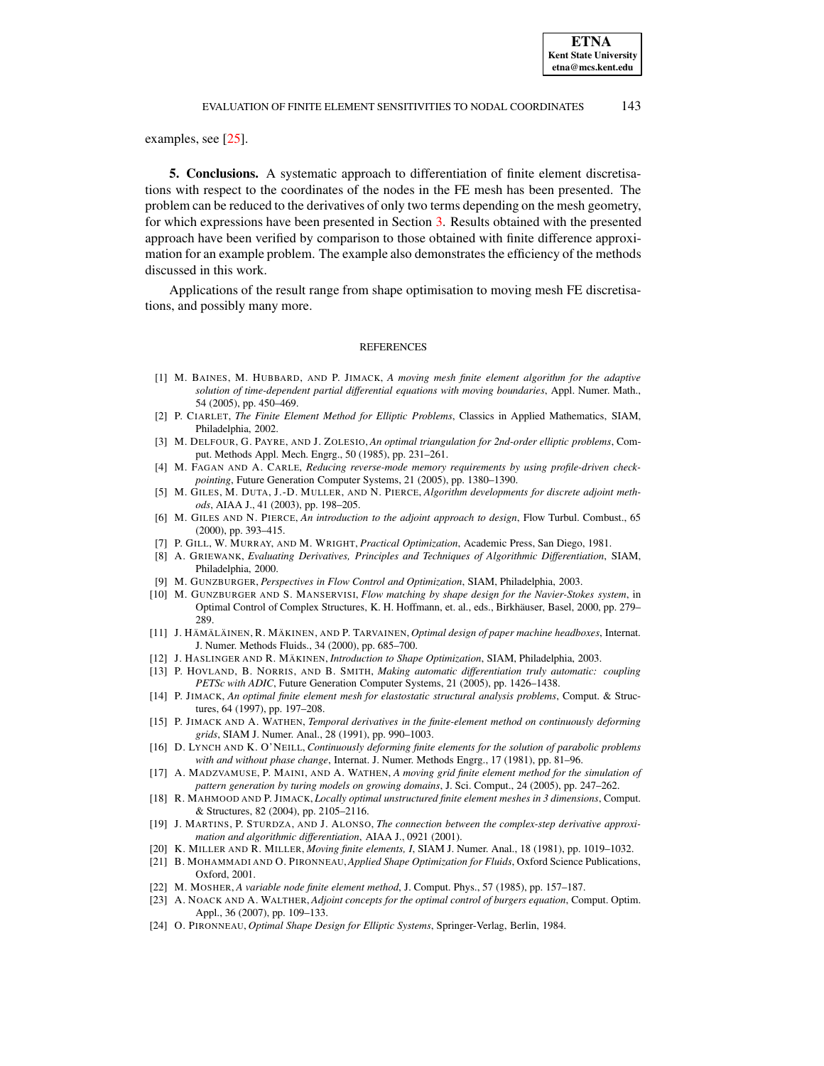examples, see [25].

**5. Conclusions.** A systematic approach to differentiation of finite element discretisations with respect to the coordinates of the nodes in the FE mesh has been presented. The problem can be reduced to the derivatives of only two terms depending on the mesh geometry, for which expressions have been presented in Section 3. Results obtained with the presented approach have been verified by comparison to those obtained with finite difference approximation for an example problem. The example also demonstrates the efficiency of the methods discussed in this work.

Applications of the result range from shape optimisation to moving mesh FE discretisations, and possibly many more.

## REFERENCES

[1] M. Baines, M. Hubbard, and P. Jimack, *A moving mesh finite element algorithm for the adaptive solution of time-dependent partial differential equations with moving boundaries*, Appl. Numer. Math., 54 (2005), pp. 450–469.

[2] P. Ciarlet, *The Finite Element Method for Elliptic Problems*, Classics in Applied Mathematics, SIAM, Philadelphia, 2002.

[3] M. Delfour, G. Payre, and J. Zolesio, *An optimal triangulation for 2nd-order elliptic problems*, Comput. Methods Appl. Mech. Engrg., 50 (1985), pp. 231–261.

[4] M. Fagan and A. Carle, *Reducing reverse-mode memory requirements by using profile-driven checkpointing*, Future Generation Computer Systems, 21 (2005), pp. 1380–1390.

[5] M. Giles, M. Duta, J.-D. Muller, and N. Pierce, *Algorithm developments for discrete adjoint methods*, AIAA J., 41 (2003), pp. 198–205.

[6] M. Giles and N. Pierce, *An introduction to the adjoint approach to design*, Flow Turbul. Combust., 65 (2000), pp. 393–415.

[7] P. Gill, W. Murray, and M. Wright, *Practical Optimization*, Academic Press, San Diego, 1981.

[8] A. Griewank, *Evaluating Derivatives, Principles and Techniques of Algorithmic Differentiation*, SIAM, Philadelphia, 2000.

[9] M. Gunzburger, *Perspectives in Flow Control and Optimization*, SIAM, Philadelphia, 2003.

[10] M. Gunzburger and S. Manservisi, *Flow matching by shape design for the Navier-Stokes system*, in Optimal Control of Complex Structures, K. H. Hoffmann, et. al., eds., Birkhäuser, Basel, 2000, pp. 279–289.

[11] J. Hämäläinen, R. Mäkinen, and P. Tarvainen, *Optimal design of paper machine headboxes*, Internat. J. Numer. Methods Fluids., 34 (2000), pp. 685–700.

[12] J. Haslinger and R. Mäkinen, *Introduction to Shape Optimization*, SIAM, Philadelphia, 2003.

[13] P. Hovland, B. Norris, and B. Smith, *Making automatic differentiation truly automatic: coupling PETSc with ADIC*, Future Generation Computer Systems, 21 (2005), pp. 1426–1438.

[14] P. Jimack, *An optimal finite element mesh for elastostatic structural analysis problems*, Comput. & Structures, 64 (1997), pp. 197–208.

[15] P. Jimack and A. Wathen, *Temporal derivatives in the finite-element method on continuously deforming grids*, SIAM J. Numer. Anal., 28 (1991), pp. 990–1003.

[16] D. Lynch and K. O'Neill, *Continuously deforming finite elements for the solution of parabolic problems with and without phase change*, Internat. J. Numer. Methods Engrg., 17 (1981), pp. 81–96.

[17] A. Madzvamuse, P. Maini, and A. Wathen, *A moving grid finite element method for the simulation of pattern generation by turing models on growing domains*, J. Sci. Comput., 24 (2005), pp. 247–262.

[18] R. Mahmood and P. Jimack, *Locally optimal unstructured finite element meshes in 3 dimensions*, Comput. & Structures, 82 (2004), pp. 2105–2116.

[19] J. Martins, P. Sturdza, and J. Alonso, *The connection between the complex-step derivative approximation and algorithmic differentiation*, AIAA J., 0921 (2001).

[20] K. Miller and R. Miller, *Moving finite elements, I*, SIAM J. Numer. Anal., 18 (1981), pp. 1019–1032.

[21] B. Mohammadi and O. Pironneau, *Applied Shape Optimization for Fluids*, Oxford Science Publications, Oxford, 2001.

[22] M. Mosher, *A variable node finite element method*, J. Comput. Phys., 57 (1985), pp. 157–187.

[23] A. Noack and A. Walther, *Adjoint concepts for the optimal control of burgers equation*, Comput. Optim. Appl., 36 (2007), pp. 109–133.

[24] O. Pironneau, *Optimal Shape Design for Elliptic Systems*, Springer-Verlag, Berlin, 1984.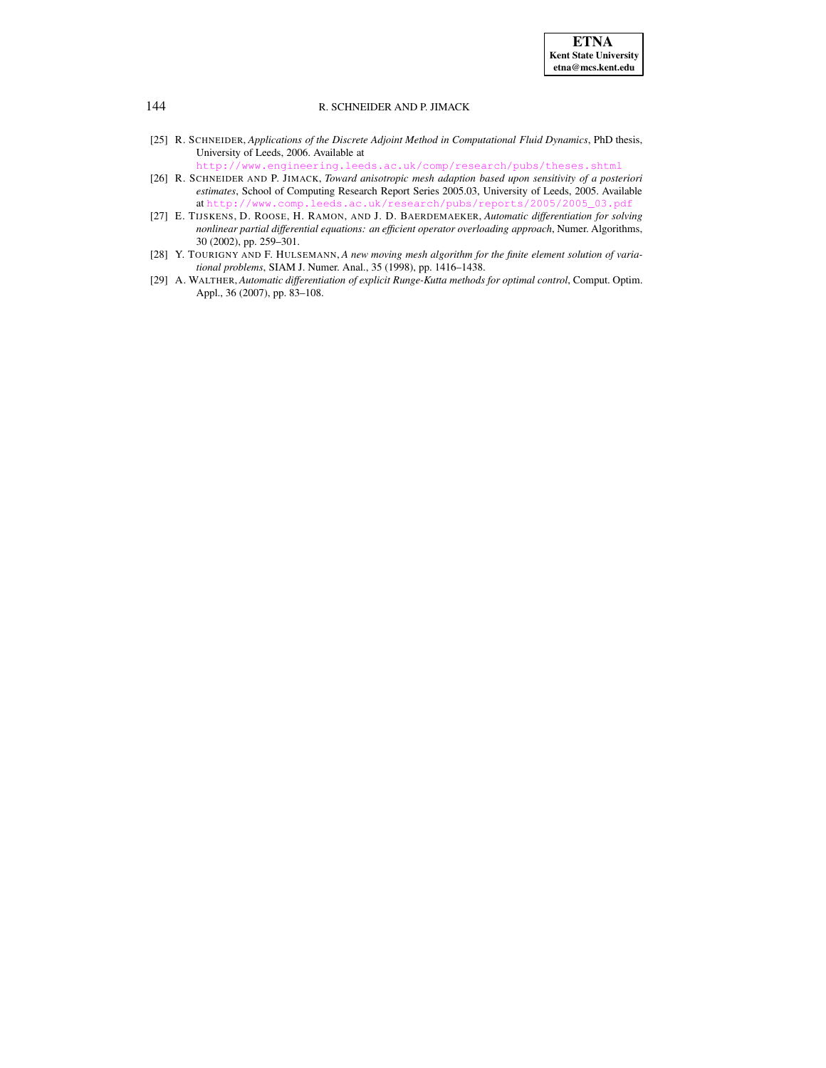[25] R. SCHNEIDER, *Applications of the Discrete Adjoint Method in Computational Fluid Dynamics*, PhD thesis, University of Leeds, 2006. Available at
http://www.engineering.leeds.ac.uk/comp/research/pubs/theses.shtml

[26] R. SCHNEIDER AND P. JIMACK, *Toward anisotropic mesh adaption based upon sensitivity of a posteriori estimates*, School of Computing Research Report Series 2005.03, University of Leeds, 2005. Available at http://www.comp.leeds.ac.uk/research/pubs/reports/2005/2005_03.pdf

[27] E. TIJSKENS, D. ROOSE, H. RAMON, AND J. D. BAERDEMAEKER, *Automatic differentiation for solving nonlinear partial differential equations: an efficient operator overloading approach*, Numer. Algorithms, 30 (2002), pp. 259–301.

[28] Y. TOURIGNY AND F. HULSEMANN, *A new moving mesh algorithm for the finite element solution of variational problems*, SIAM J. Numer. Anal., 35 (1998), pp. 1416–1438.

[29] A. WALTHER, *Automatic differentiation of explicit Runge-Kutta methods for optimal control*, Comput. Optim. Appl., 36 (2007), pp. 83–108.